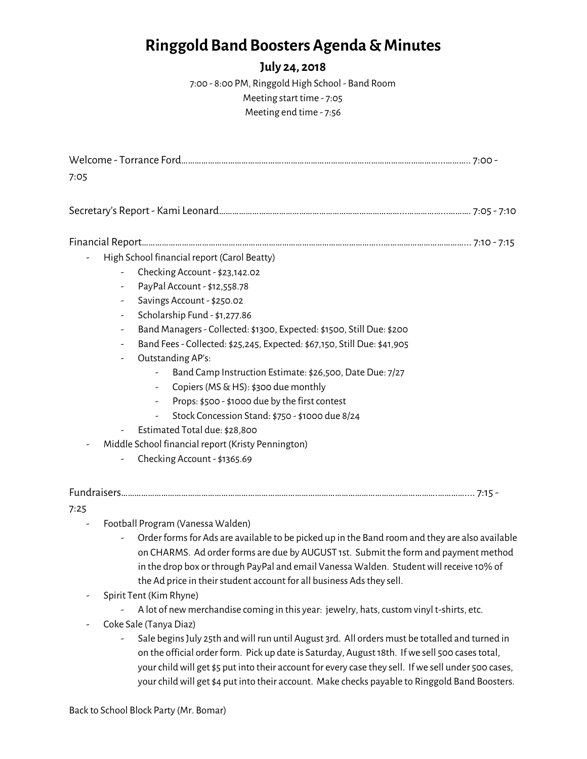# Ringgold Band Boosters Agenda & Minutes

## July 24, 2018

7:00 - 8:00 PM, Ringgold High School - Band Room
Meeting start time - 7:05
Meeting end time - 7:56

Welcome - Torrance Ford………………………………………………………………………………………………… 7:00 - 7:05

Secretary's Report - Kami Leonard……………………………………………………………………………… 7:05 - 7:10

Financial Report……………………………………………………………………………………………………… 7:10 - 7:15

- High School financial report (Carol Beatty)
  - Checking Account - $23,142.02
  - PayPal Account - $12,558.78
  - Savings Account - $250.02
  - Scholarship Fund - $1,277.86
  - Band Managers - Collected: $1300, Expected: $1500, Still Due: $200
  - Band Fees - Collected: $25,245, Expected: $67,150, Still Due: $41,905
  - Outstanding AP's:
    - Band Camp Instruction Estimate: $26,500, Date Due: 7/27
    - Copiers (MS & HS): $300 due monthly
    - Props: $500 - $1000 due by the first contest
    - Stock Concession Stand: $750 - $1000 due 8/24
  - Estimated Total due: $28,800
- Middle School financial report (Kristy Pennington)
  - Checking Account - $1365.69

Fundraisers………………………………………………………………………………………………………………… 7:15 - 7:25

- Football Program (Vanessa Walden)
  - Order forms for Ads are available to be picked up in the Band room and they are also available on CHARMS. Ad order forms are due by AUGUST 1st. Submit the form and payment method in the drop box or through PayPal and email Vanessa Walden. Student will receive 10% of the Ad price in their student account for all business Ads they sell.
- Spirit Tent (Kim Rhyne)
  - A lot of new merchandise coming in this year: jewelry, hats, custom vinyl t-shirts, etc.
- Coke Sale (Tanya Diaz)
  - Sale begins July 25th and will run until August 3rd. All orders must be totalled and turned in on the official order form. Pick up date is Saturday, August 18th. If we sell 500 cases total, your child will get $5 put into their account for every case they sell. If we sell under 500 cases, your child will get $4 put into their account. Make checks payable to Ringgold Band Boosters.

Back to School Block Party (Mr. Bomar)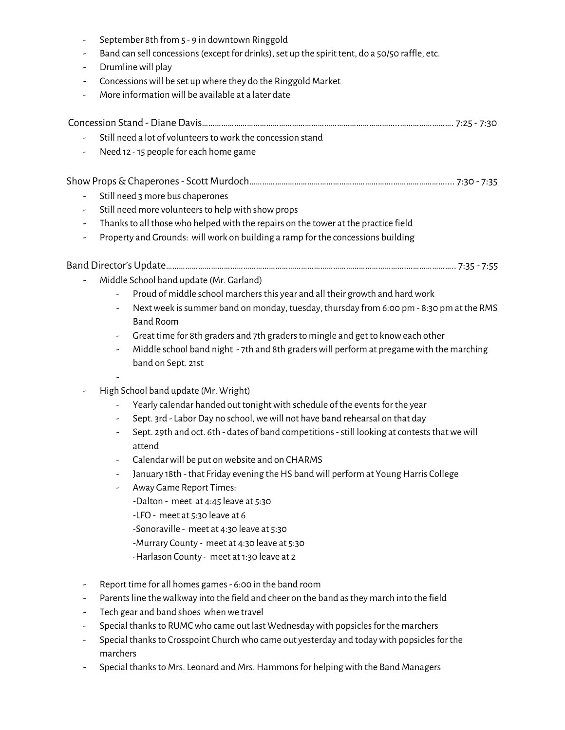- September 8th from 5 - 9 in downtown Ringgold
- Band can sell concessions (except for drinks), set up the spirit tent, do a 50/50 raffle, etc.
- Drumline will play
- Concessions will be set up where they do the Ringgold Market
- More information will be available at a later date

Concession Stand - Diane Davis………………………………………………………………………………..……………………. 7:25 - 7:30

- Still need a lot of volunteers to work the concession stand
- Need 12 - 15 people for each home game

Show Props & Chaperones - Scott Murdoch…………………………………………………………….………………….... 7:30 - 7:35

- Still need 3 more bus chaperones
- Still need more volunteers to help with show props
- Thanks to all those who helped with the repairs on the tower at the practice field
- Property and Grounds: will work on building a ramp for the concessions building

Band Director's Update……………………………………………………………………………………………….………………….. 7:35 - 7:55

- Middle School band update (Mr. Garland)
  - Proud of middle school marchers this year and all their growth and hard work
  - Next week is summer band on monday, tuesday, thursday from 6:00 pm - 8:30 pm at the RMS Band Room
  - Great time for 8th graders and 7th graders to mingle and get to know each other
  - Middle school band night - 7th and 8th graders will perform at pregame with the marching band on Sept. 21st
  -
- High School band update (Mr. Wright)
  - Yearly calendar handed out tonight with schedule of the events for the year
  - Sept. 3rd - Labor Day no school, we will not have band rehearsal on that day
  - Sept. 29th and oct. 6th - dates of band competitions - still looking at contests that we will attend
  - Calendar will be put on website and on CHARMS
  - January 18th - that Friday evening the HS band will perform at Young Harris College
  - Away Game Report Times:
    - -Dalton - meet at 4:45 leave at 5:30
    - -LFO - meet at 5:30 leave at 6
    - -Sonoraville - meet at 4:30 leave at 5:30
    - -Murrary County - meet at 4:30 leave at 5:30
    - -Harlason County - meet at 1:30 leave at 2
- Report time for all homes games - 6:00 in the band room
- Parents line the walkway into the field and cheer on the band as they march into the field
- Tech gear and band shoes when we travel
- Special thanks to RUMC who came out last Wednesday with popsicles for the marchers
- Special thanks to Crosspoint Church who came out yesterday and today with popsicles for the marchers
- Special thanks to Mrs. Leonard and Mrs. Hammons for helping with the Band Managers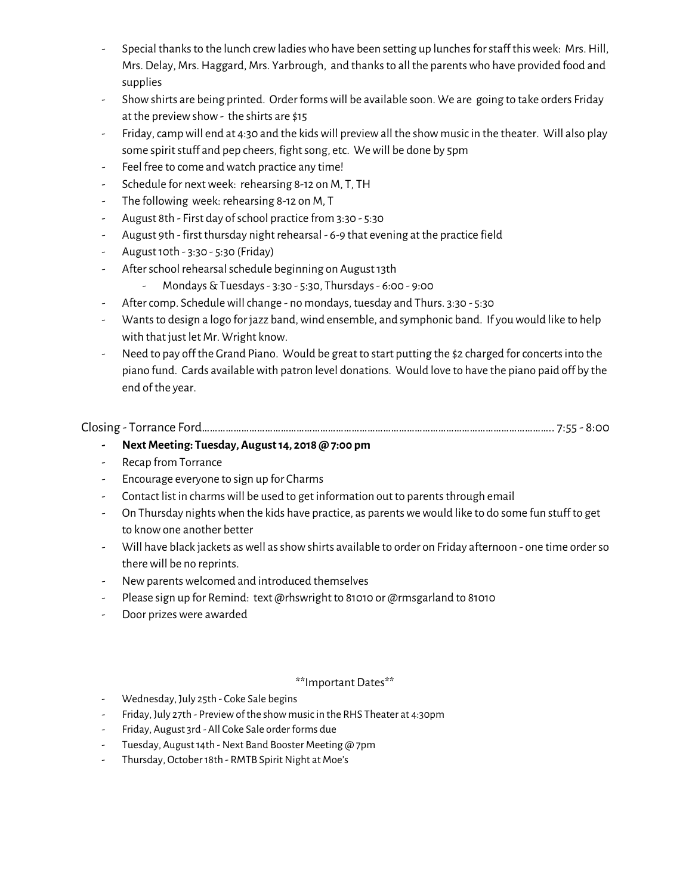- Special thanks to the lunch crew ladies who have been setting up lunches for staff this week: Mrs. Hill, Mrs. Delay, Mrs. Haggard, Mrs. Yarbrough, and thanks to all the parents who have provided food and supplies
- Show shirts are being printed. Order forms will be available soon. We are going to take orders Friday at the preview show - the shirts are $15
- Friday, camp will end at 4:30 and the kids will preview all the show music in the theater. Will also play some spirit stuff and pep cheers, fight song, etc. We will be done by 5pm
- Feel free to come and watch practice any time!
- Schedule for next week: rehearsing 8-12 on M, T, TH
- The following week: rehearsing 8-12 on M, T
- August 8th - First day of school practice from 3:30 - 5:30
- August 9th - first thursday night rehearsal - 6-9 that evening at the practice field
- August 10th - 3:30 - 5:30 (Friday)
- After school rehearsal schedule beginning on August 13th
  - Mondays & Tuesdays - 3:30 - 5:30, Thursdays - 6:00 - 9:00
- After comp. Schedule will change - no mondays, tuesday and Thurs. 3:30 - 5:30
- Wants to design a logo for jazz band, wind ensemble, and symphonic band. If you would like to help with that just let Mr. Wright know.
- Need to pay off the Grand Piano. Would be great to start putting the $2 charged for concerts into the piano fund. Cards available with patron level donations. Would love to have the piano paid off by the end of the year.

Closing - Torrance Ford………………………………………………………………………………………………………….. 7:55 - 8:00

- **Next Meeting: Tuesday, August 14, 2018 @ 7:00 pm**
- Recap from Torrance
- Encourage everyone to sign up for Charms
- Contact list in charms will be used to get information out to parents through email
- On Thursday nights when the kids have practice, as parents we would like to do some fun stuff to get to know one another better
- Will have black jackets as well as show shirts available to order on Friday afternoon - one time order so there will be no reprints.
- New parents welcomed and introduced themselves
- Please sign up for Remind: text @rhswright to 81010 or @rmsgarland to 81010
- Door prizes were awarded

**Important Dates**

- Wednesday, July 25th - Coke Sale begins
- Friday, July 27th - Preview of the show music in the RHS Theater at 4:30pm
- Friday, August 3rd - All Coke Sale order forms due
- Tuesday, August 14th - Next Band Booster Meeting @ 7pm
- Thursday, October 18th - RMTB Spirit Night at Moe's